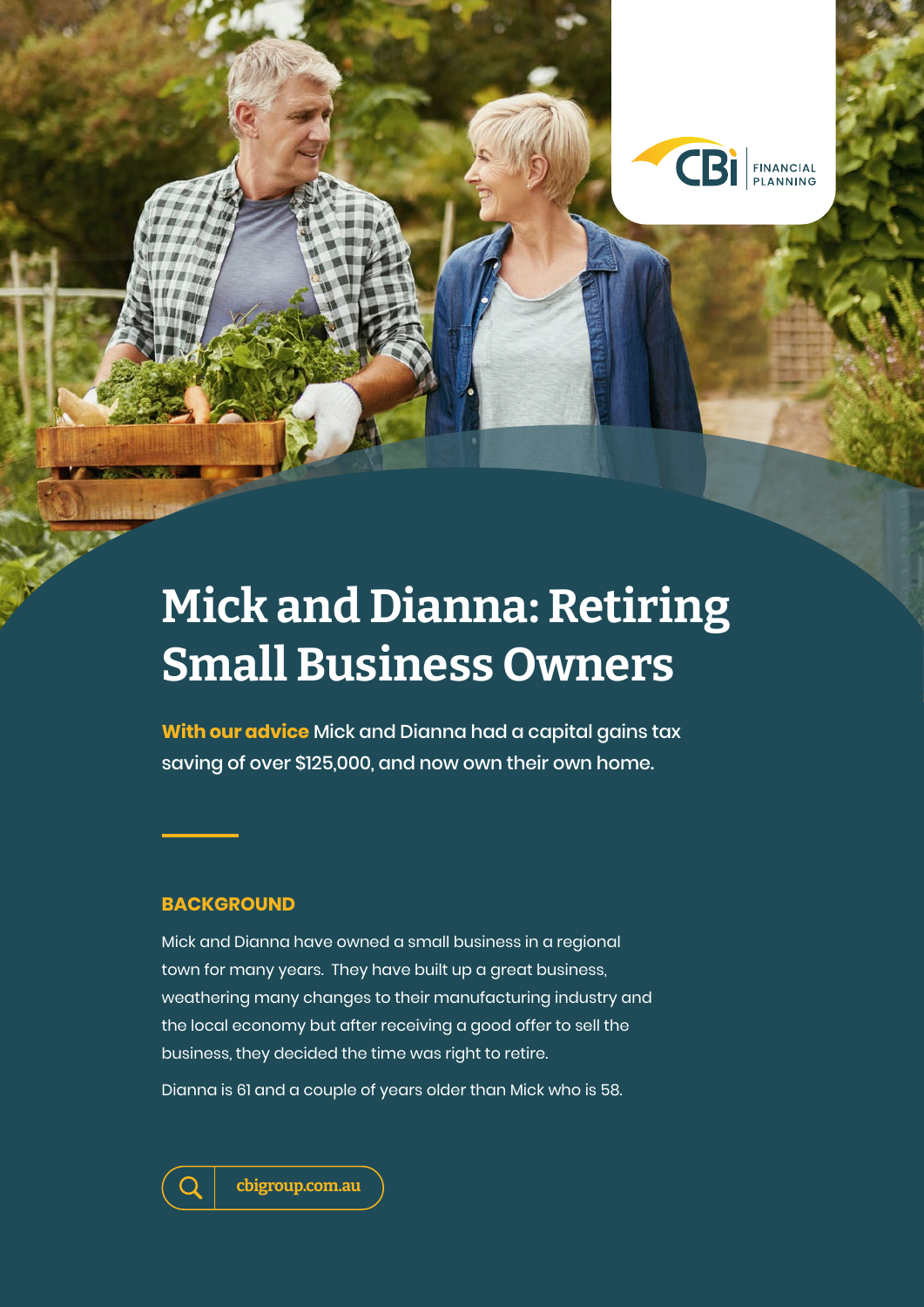# Mick and Dianna: Retiring Small Business Owners

**With our advice** Mick and Dianna had a capital gains tax saving of over $125,000, and now own their own home.

## BACKGROUND

Mick and Dianna have owned a small business in a regional town for many years. They have built up a great business, weathering many changes to their manufacturing industry and the local economy but after receiving a good offer to sell the business, they decided the time was right to retire.

Dianna is 61 and a couple of years older than Mick who is 58.

cbigroup.com.au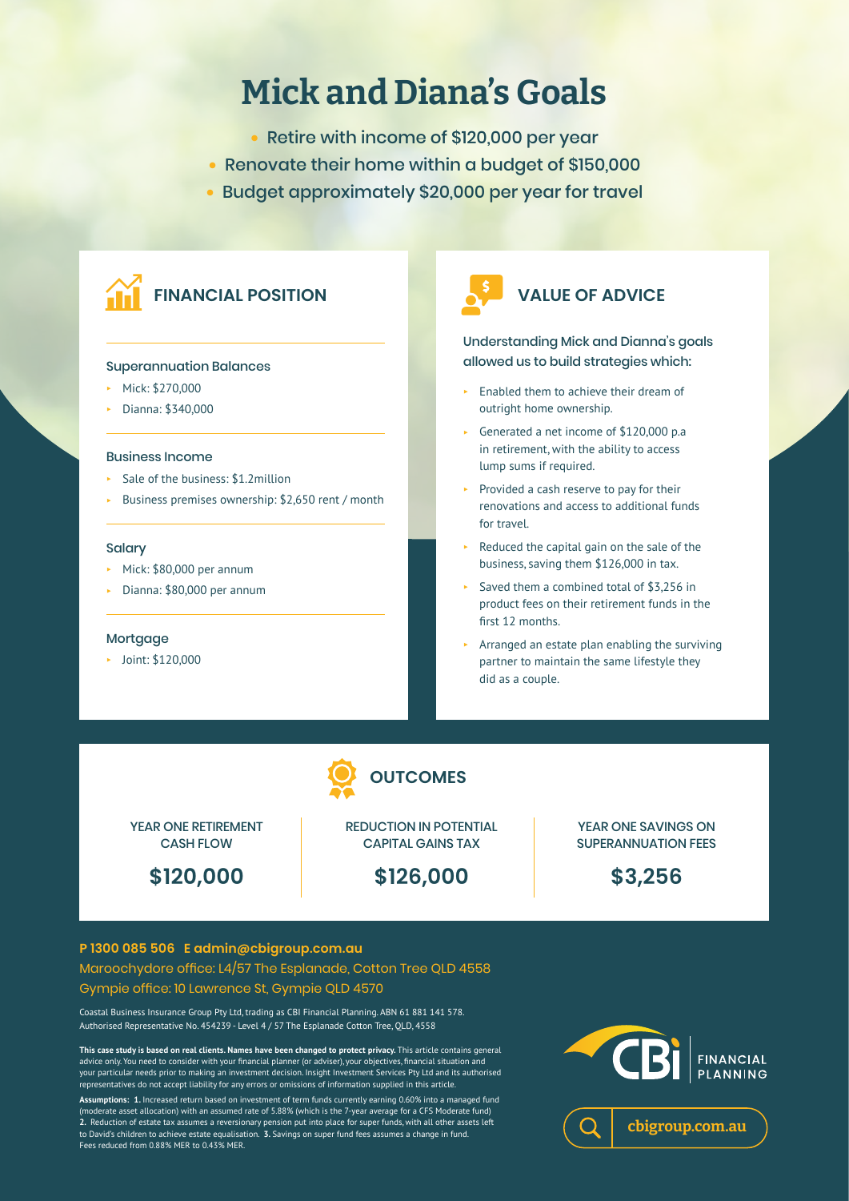# Mick and Diana's Goals

- Retire with income of $120,000 per year
- Renovate their home within a budget of $150,000
- Budget approximately $20,000 per year for travel

## FINANCIAL POSITION

### Superannuation Balances

- Mick: $270,000
- Dianna: $340,000

### Business Income

- Sale of the business: $1.2million
- Business premises ownership: $2,650 rent / month

### Salary

- Mick: $80,000 per annum
- Dianna: $80,000 per annum

### Mortgage

- Joint: $120,000

## VALUE OF ADVICE

**Understanding Mick and Dianna's goals allowed us to build strategies which:**

- Enabled them to achieve their dream of outright home ownership.
- Generated a net income of $120,000 p.a in retirement, with the ability to access lump sums if required.
- Provided a cash reserve to pay for their renovations and access to additional funds for travel.
- Reduced the capital gain on the sale of the business, saving them $126,000 in tax.
- Saved them a combined total of $3,256 in product fees on their retirement funds in the first 12 months.
- Arranged an estate plan enabling the surviving partner to maintain the same lifestyle they did as a couple.

## OUTCOMES

| YEAR ONE RETIREMENT CASH FLOW | REDUCTION IN POTENTIAL CAPITAL GAINS TAX | YEAR ONE SAVINGS ON SUPERANNUATION FEES |
|---|---|---|
| **$120,000** | **$126,000** | **$3,256** |

**P 1300 085 506 E admin@cbigroup.com.au**

Maroochydore office: L4/57 The Esplanade, Cotton Tree QLD 4558

Gympie office: 10 Lawrence St, Gympie QLD 4570

Coastal Business Insurance Group Pty Ltd, trading as CBI Financial Planning. ABN 61 881 141 578. Authorised Representative No. 454239 - Level 4 / 57 The Esplanade Cotton Tree, QLD, 4558

**This case study is based on real clients. Names have been changed to protect privacy.** This article contains general advice only. You need to consider with your financial planner (or adviser), your objectives, financial situation and your particular needs prior to making an investment decision. Insight Investment Services Pty Ltd and its authorised representatives do not accept liability for any errors or omissions of information supplied in this article.

**Assumptions: 1.** Increased return based on investment of term funds currently earning 0.60% into a managed fund (moderate asset allocation) with an assumed rate of 5.88% (which is the 7-year average for a CFS Moderate fund) **2.** Reduction of estate tax assumes a reversionary pension put into place for super funds, with all other assets left to David's children to achieve estate equalisation. **3.** Savings on super fund fees assumes a change in fund. Fees reduced from 0.88% MER to 0.43% MER.

CBi FINANCIAL PLANNING

cbigroup.com.au